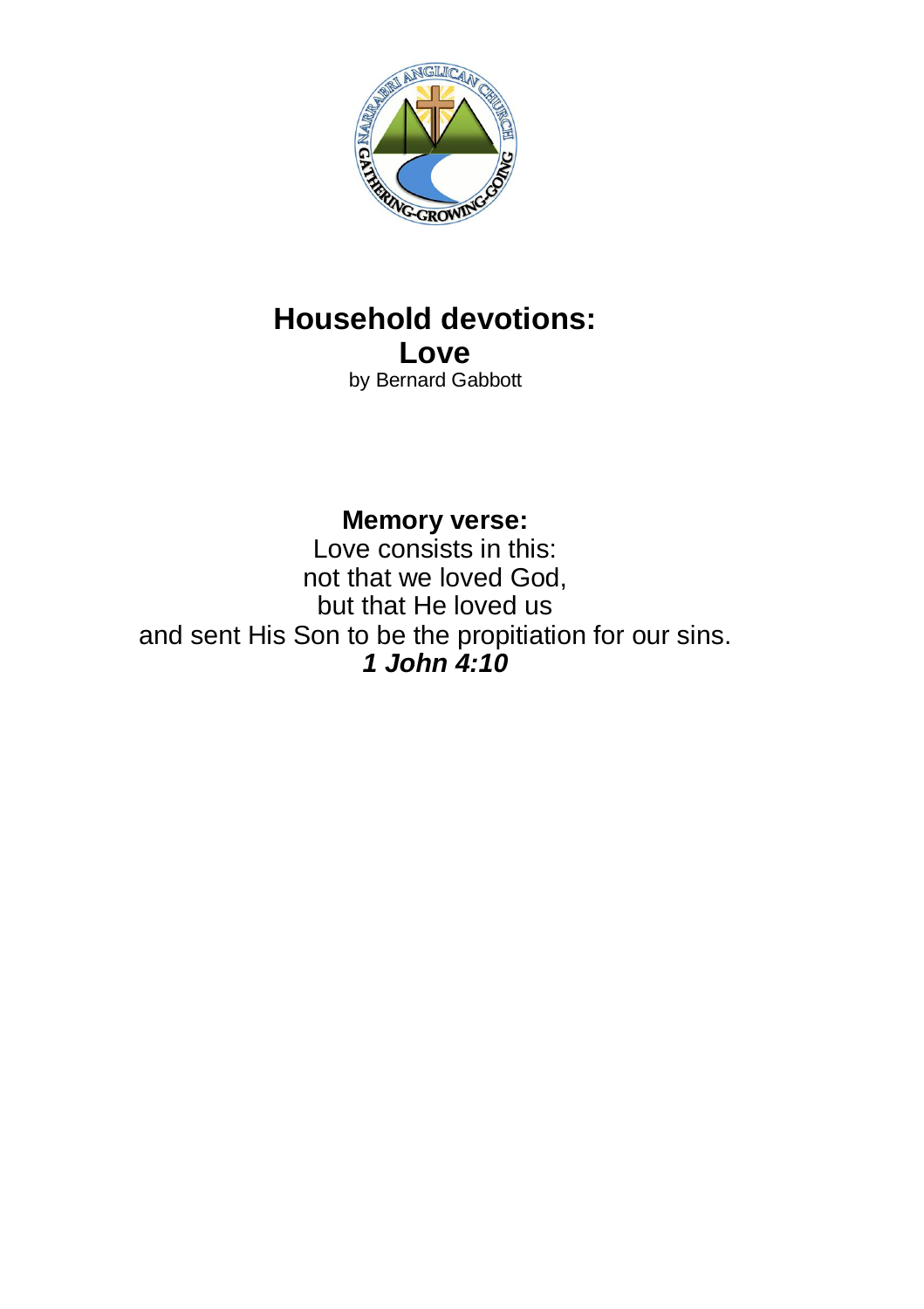# Household devotions:
# Love

by Bernard Gabbott

**Memory verse:**

Love consists in this:
not that we loved God,
but that He loved us
and sent His Son to be the propitiation for our sins.
***1 John 4:10***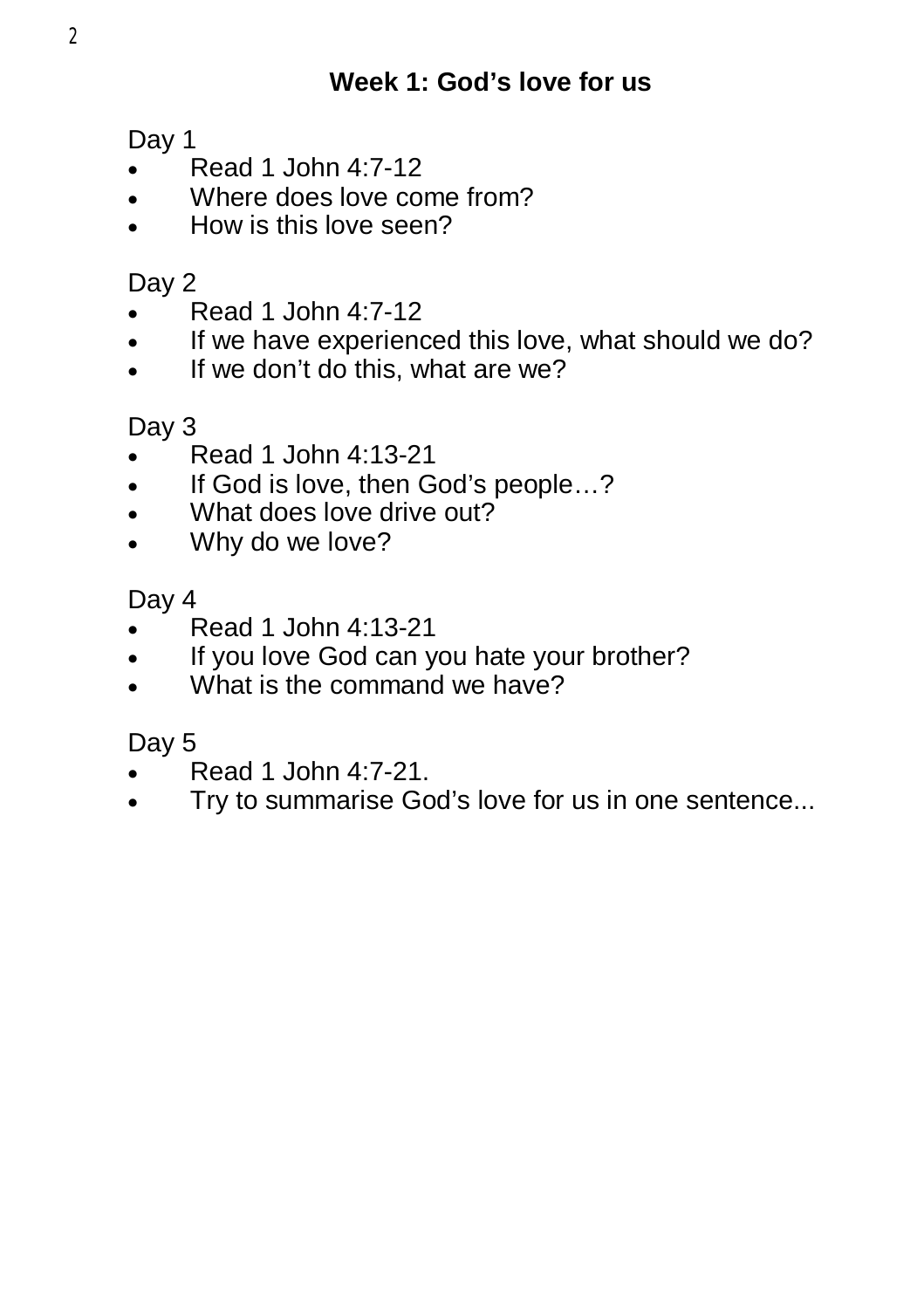## Week 1: God's love for us

Day 1

- Read 1 John 4:7-12
- Where does love come from?
- How is this love seen?

Day 2

- Read 1 John 4:7-12
- If we have experienced this love, what should we do?
- If we don't do this, what are we?

Day 3

- Read 1 John 4:13-21
- If God is love, then God's people…?
- What does love drive out?
- Why do we love?

Day 4

- Read 1 John 4:13-21
- If you love God can you hate your brother?
- What is the command we have?

Day 5

- Read 1 John 4:7-21.
- Try to summarise God's love for us in one sentence...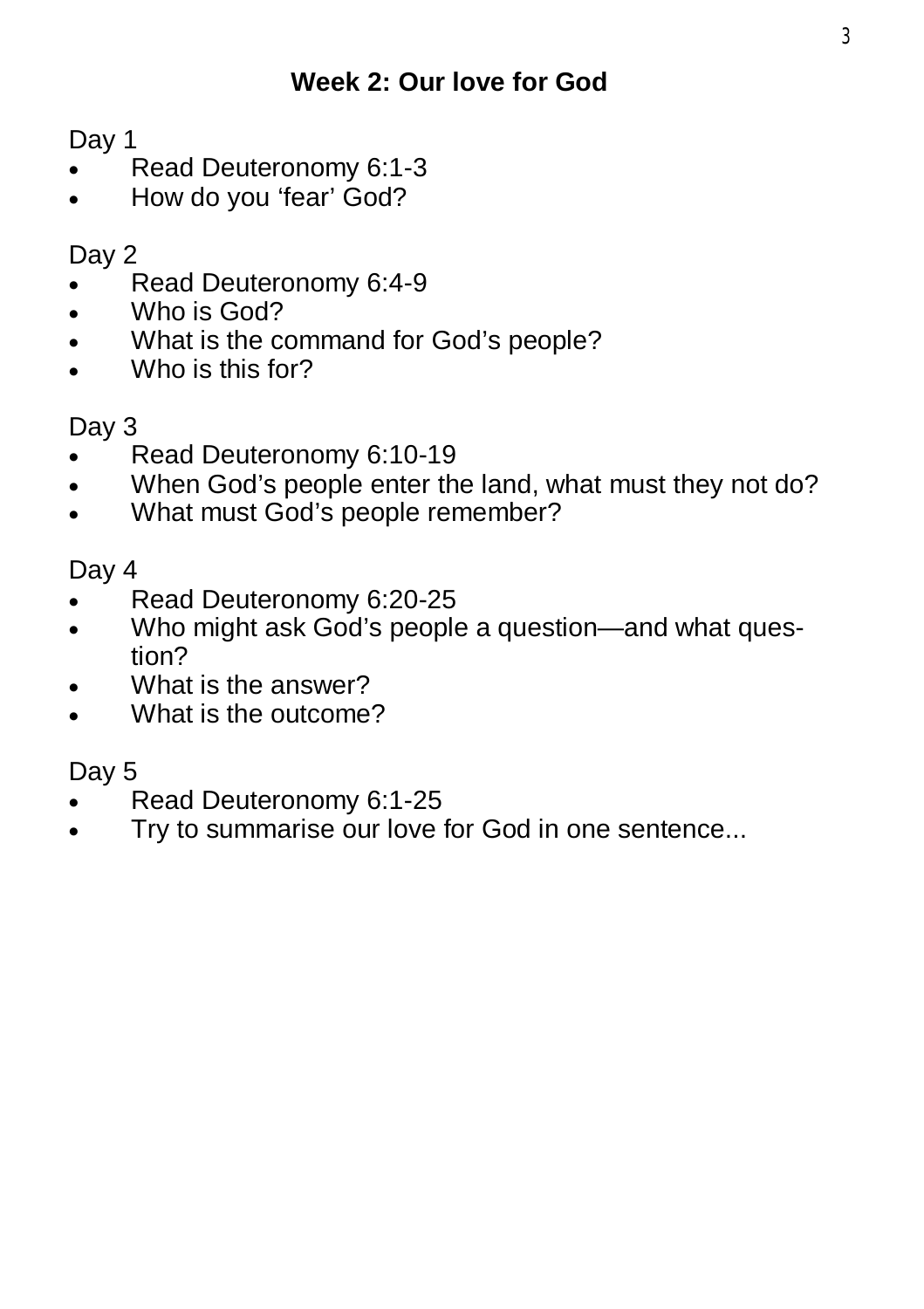## Week 2: Our love for God

Day 1

- Read Deuteronomy 6:1-3
- How do you 'fear' God?

Day 2

- Read Deuteronomy 6:4-9
- Who is God?
- What is the command for God's people?
- Who is this for?

Day 3

- Read Deuteronomy 6:10-19
- When God's people enter the land, what must they not do?
- What must God's people remember?

Day 4

- Read Deuteronomy 6:20-25
- Who might ask God's people a question—and what question?
- What is the answer?
- What is the outcome?

Day 5

- Read Deuteronomy 6:1-25
- Try to summarise our love for God in one sentence...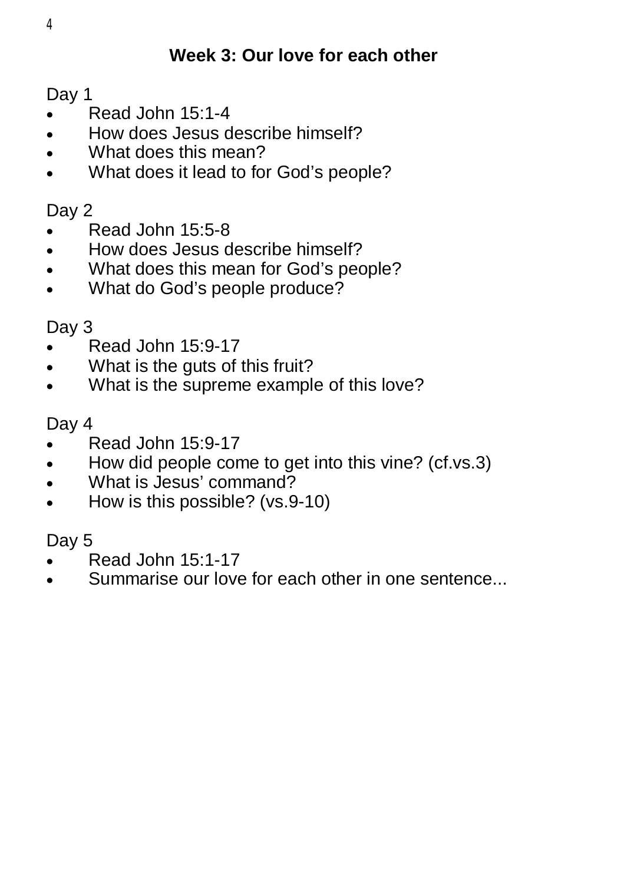## Week 3: Our love for each other

Day 1

- Read John 15:1-4
- How does Jesus describe himself?
- What does this mean?
- What does it lead to for God's people?

Day 2

- Read John 15:5-8
- How does Jesus describe himself?
- What does this mean for God's people?
- What do God's people produce?

Day 3

- Read John 15:9-17
- What is the guts of this fruit?
- What is the supreme example of this love?

Day 4

- Read John 15:9-17
- How did people come to get into this vine? (cf.vs.3)
- What is Jesus' command?
- How is this possible? (vs.9-10)

Day 5

- Read John 15:1-17
- Summarise our love for each other in one sentence...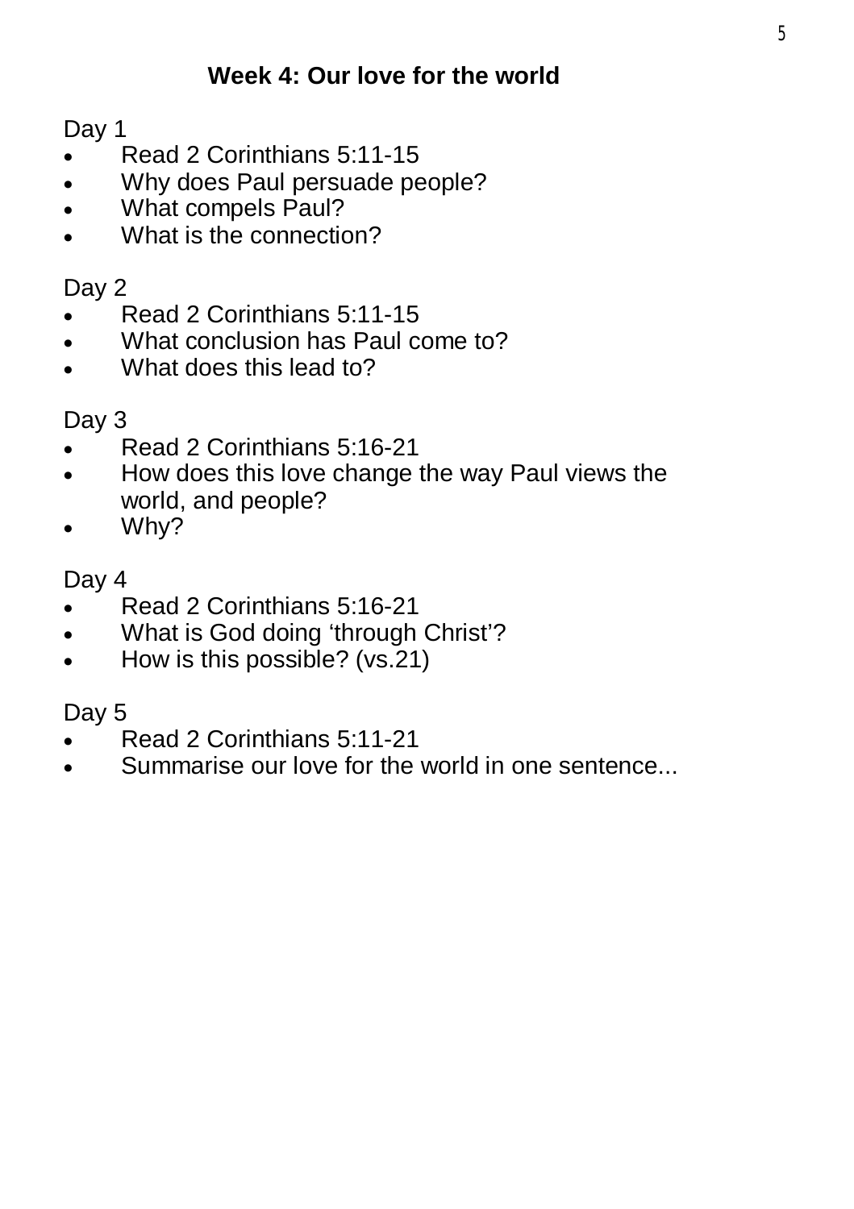## Week 4: Our love for the world

Day 1

- Read 2 Corinthians 5:11-15
- Why does Paul persuade people?
- What compels Paul?
- What is the connection?

Day 2

- Read 2 Corinthians 5:11-15
- What conclusion has Paul come to?
- What does this lead to?

Day 3

- Read 2 Corinthians 5:16-21
- How does this love change the way Paul views the world, and people?
- Why?

Day 4

- Read 2 Corinthians 5:16-21
- What is God doing ‘through Christ’?
- How is this possible? (vs.21)

Day 5

- Read 2 Corinthians 5:11-21
- Summarise our love for the world in one sentence...